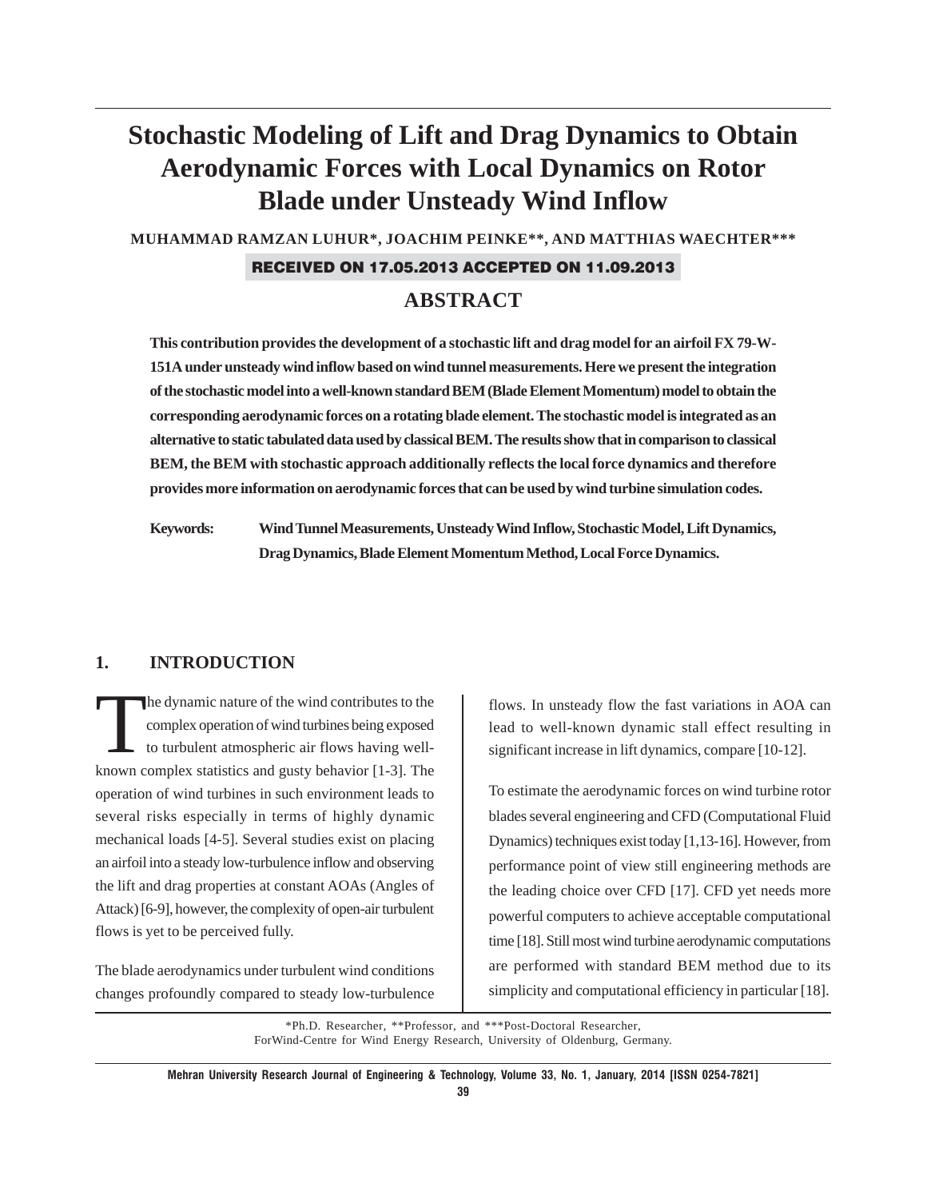# Stochastic Modeling of Lift and Drag Dynamics to Obtain Aerodynamic Forces with Local Dynamics on Rotor Blade under Unsteady Wind Inflow

**MUHAMMAD RAMZAN LUHUR\*, JOACHIM PEINKE\*\*, AND MATTHIAS WAECHTER\*\*\***

**RECEIVED ON 17.05.2013 ACCEPTED ON 11.09.2013**

## ABSTRACT

**This contribution provides the development of a stochastic lift and drag model for an airfoil FX 79-W-151A under unsteady wind inflow based on wind tunnel measurements. Here we present the integration of the stochastic model into a well-known standard BEM (Blade Element Momentum) model to obtain the corresponding aerodynamic forces on a rotating blade element. The stochastic model is integrated as an alternative to static tabulated data used by classical BEM. The results show that in comparison to classical BEM, the BEM with stochastic approach additionally reflects the local force dynamics and therefore provides more information on aerodynamic forces that can be used by wind turbine simulation codes.**

**Keywords:** **Wind Tunnel Measurements, Unsteady Wind Inflow, Stochastic Model, Lift Dynamics, Drag Dynamics, Blade Element Momentum Method, Local Force Dynamics.**

## 1. INTRODUCTION

The dynamic nature of the wind contributes to the complex operation of wind turbines being exposed to turbulent atmospheric air flows having well-known complex statistics and gusty behavior [1-3]. The operation of wind turbines in such environment leads to several risks especially in terms of highly dynamic mechanical loads [4-5]. Several studies exist on placing an airfoil into a steady low-turbulence inflow and observing the lift and drag properties at constant AOAs (Angles of Attack) [6-9], however, the complexity of open-air turbulent flows is yet to be perceived fully.

The blade aerodynamics under turbulent wind conditions changes profoundly compared to steady low-turbulence flows. In unsteady flow the fast variations in AOA can lead to well-known dynamic stall effect resulting in significant increase in lift dynamics, compare [10-12].

To estimate the aerodynamic forces on wind turbine rotor blades several engineering and CFD (Computational Fluid Dynamics) techniques exist today [1,13-16]. However, from performance point of view still engineering methods are the leading choice over CFD [17]. CFD yet needs more powerful computers to achieve acceptable computational time [18]. Still most wind turbine aerodynamic computations are performed with standard BEM method due to its simplicity and computational efficiency in particular [18].

\*Ph.D. Researcher, \*\*Professor, and \*\*\*Post-Doctoral Researcher, ForWind-Centre for Wind Energy Research, University of Oldenburg, Germany.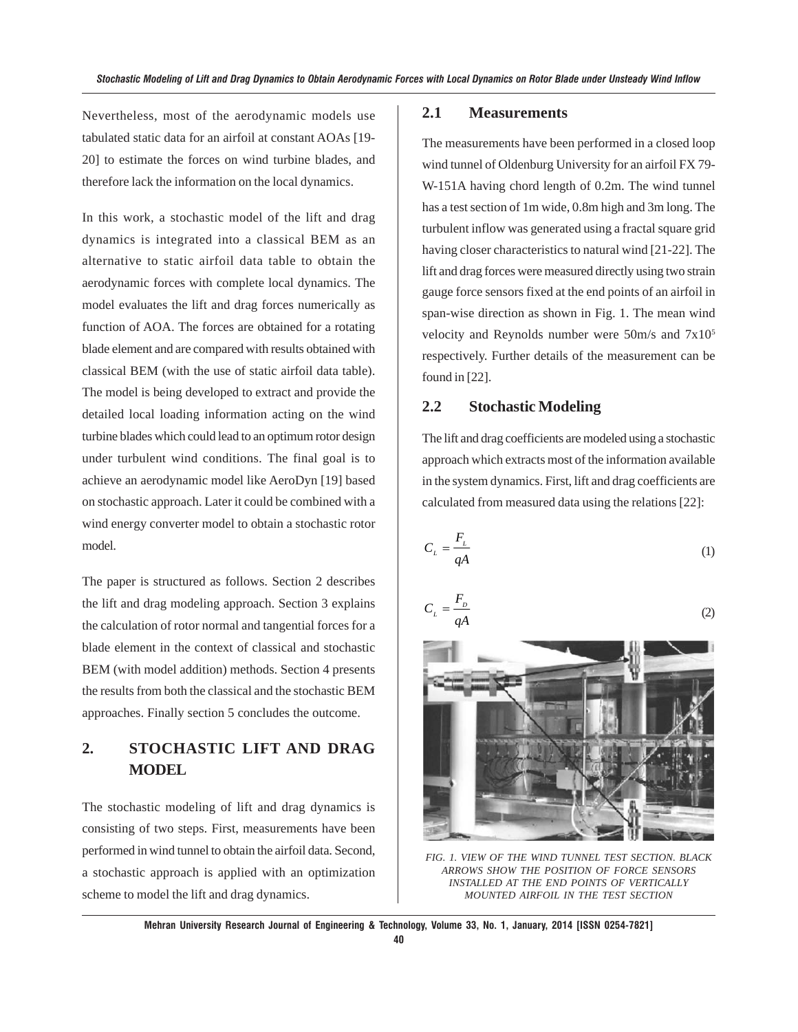Nevertheless, most of the aerodynamic models use tabulated static data for an airfoil at constant AOAs [19-20] to estimate the forces on wind turbine blades, and therefore lack the information on the local dynamics.

In this work, a stochastic model of the lift and drag dynamics is integrated into a classical BEM as an alternative to static airfoil data table to obtain the aerodynamic forces with complete local dynamics. The model evaluates the lift and drag forces numerically as function of AOA. The forces are obtained for a rotating blade element and are compared with results obtained with classical BEM (with the use of static airfoil data table). The model is being developed to extract and provide the detailed local loading information acting on the wind turbine blades which could lead to an optimum rotor design under turbulent wind conditions. The final goal is to achieve an aerodynamic model like AeroDyn [19] based on stochastic approach. Later it could be combined with a wind energy converter model to obtain a stochastic rotor model.

The paper is structured as follows. Section 2 describes the lift and drag modeling approach. Section 3 explains the calculation of rotor normal and tangential forces for a blade element in the context of classical and stochastic BEM (with model addition) methods. Section 4 presents the results from both the classical and the stochastic BEM approaches. Finally section 5 concludes the outcome.

## 2. STOCHASTIC LIFT AND DRAG MODEL

The stochastic modeling of lift and drag dynamics is consisting of two steps. First, measurements have been performed in wind tunnel to obtain the airfoil data. Second, a stochastic approach is applied with an optimization scheme to model the lift and drag dynamics.

### 2.1 Measurements

The measurements have been performed in a closed loop wind tunnel of Oldenburg University for an airfoil FX 79-W-151A having chord length of 0.2m. The wind tunnel has a test section of 1m wide, 0.8m high and 3m long. The turbulent inflow was generated using a fractal square grid having closer characteristics to natural wind [21-22]. The lift and drag forces were measured directly using two strain gauge force sensors fixed at the end points of an airfoil in span-wise direction as shown in Fig. 1. The mean wind velocity and Reynolds number were 50m/s and $7\times10^5$ respectively. Further details of the measurement can be found in [22].

### 2.2 Stochastic Modeling

The lift and drag coefficients are modeled using a stochastic approach which extracts most of the information available in the system dynamics. First, lift and drag coefficients are calculated from measured data using the relations [22]:

$$C_L = \frac{F_L}{qA} \tag{1}$$

$$C_L = \frac{F_D}{qA} \tag{2}$$

FIG. 1. VIEW OF THE WIND TUNNEL TEST SECTION. BLACK ARROWS SHOW THE POSITION OF FORCE SENSORS INSTALLED AT THE END POINTS OF VERTICALLY MOUNTED AIRFOIL IN THE TEST SECTION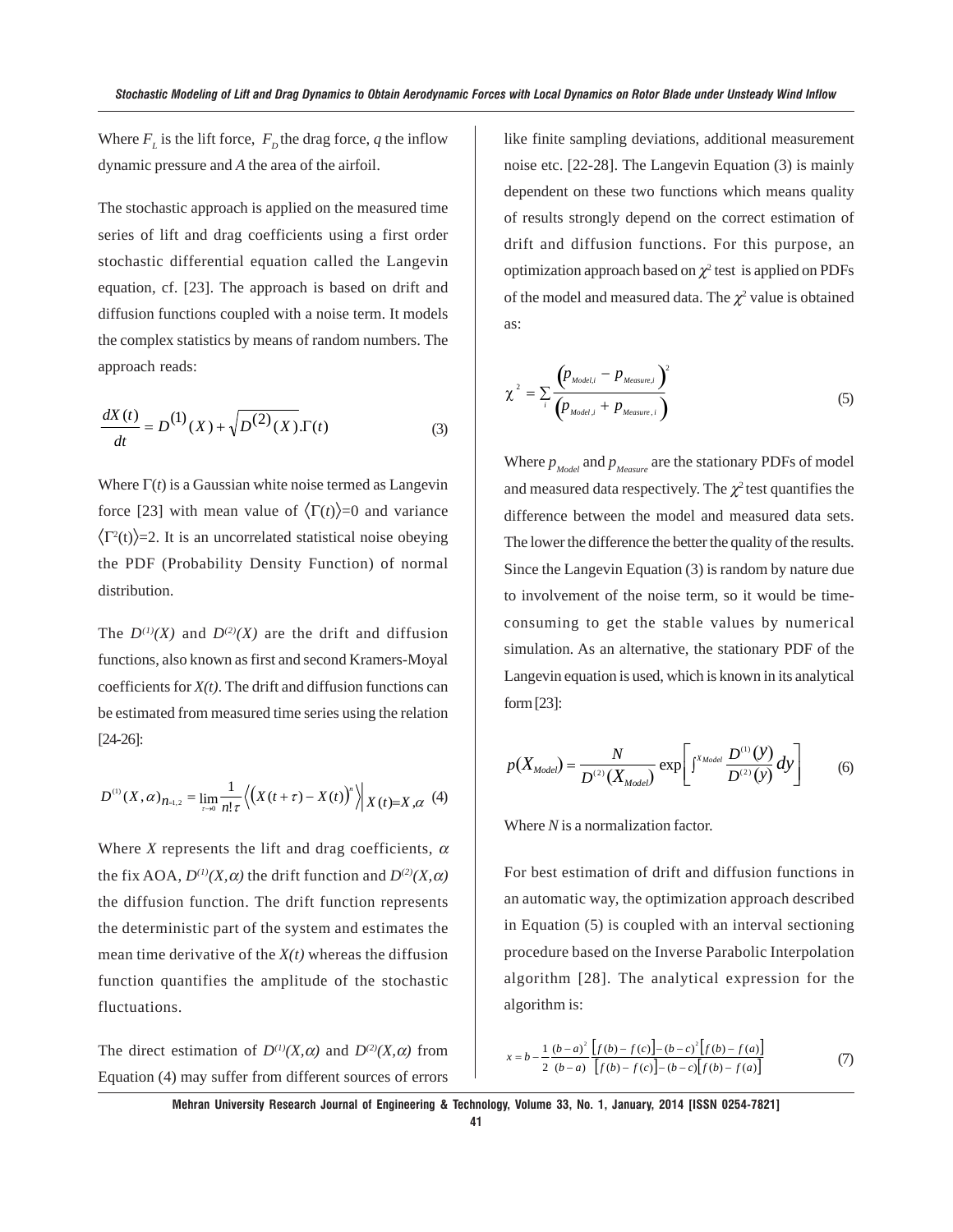Where $F_L$ is the lift force, $F_D$ the drag force, $q$ the inflow dynamic pressure and $A$ the area of the airfoil.

The stochastic approach is applied on the measured time series of lift and drag coefficients using a first order stochastic differential equation called the Langevin equation, cf. [23]. The approach is based on drift and diffusion functions coupled with a noise term. It models the complex statistics by means of random numbers. The approach reads:

$$\frac{dX(t)}{dt} = D^{(1)}(X) + \sqrt{D^{(2)}(X)}.\Gamma(t) \tag{3}$$

Where $\Gamma(t)$ is a Gaussian white noise termed as Langevin force [23] with mean value of $\langle\Gamma(t)\rangle=0$ and variance $\langle\Gamma^2(t)\rangle=2$. It is an uncorrelated statistical noise obeying the PDF (Probability Density Function) of normal distribution.

The $D^{(1)}(X)$ and $D^{(2)}(X)$ are the drift and diffusion functions, also known as first and second Kramers-Moyal coefficients for $X(t)$. The drift and diffusion functions can be estimated from measured time series using the relation [24-26]:

$$D^{(1)}(X,\alpha)_{n=1,2} = \lim_{\tau\to 0}\frac{1}{n!\tau}\left\langle \left(X(t+\tau)-X(t)\right)^n \right\rangle\Big|_{X(t)=X,\alpha} \tag{4}$$

Where $X$ represents the lift and drag coefficients, $\alpha$ the fix AOA, $D^{(1)}(X,\alpha)$ the drift function and $D^{(2)}(X,\alpha)$ the diffusion function. The drift function represents the deterministic part of the system and estimates the mean time derivative of the $X(t)$ whereas the diffusion function quantifies the amplitude of the stochastic fluctuations.

The direct estimation of $D^{(1)}(X,\alpha)$ and $D^{(2)}(X,\alpha)$ from Equation (4) may suffer from different sources of errors like finite sampling deviations, additional measurement noise etc. [22-28]. The Langevin Equation (3) is mainly dependent on these two functions which means quality of results strongly depend on the correct estimation of drift and diffusion functions. For this purpose, an optimization approach based on $\chi^2$ test is applied on PDFs of the model and measured data. The $\chi^2$ value is obtained as:

$$\chi^2 = \sum_i \frac{\left(p_{Model,i} - p_{Measure,i}\right)^2}{\left(p_{Model,i} + p_{Measure,i}\right)} \tag{5}$$

Where $p_{Model}$ and $p_{Measure}$ are the stationary PDFs of model and measured data respectively. The $\chi^2$ test quantifies the difference between the model and measured data sets. The lower the difference the better the quality of the results. Since the Langevin Equation (3) is random by nature due to involvement of the noise term, so it would be time-consuming to get the stable values by numerical simulation. As an alternative, the stationary PDF of the Langevin equation is used, which is known in its analytical form [23]:

$$p(X_{Model}) = \frac{N}{D^{(2)}(X_{Model})}\exp\left[\int^{X_{Model}}\frac{D^{(1)}(y)}{D^{(2)}(y)}dy\right] \tag{6}$$

Where $N$ is a normalization factor.

For best estimation of drift and diffusion functions in an automatic way, the optimization approach described in Equation (5) is coupled with an interval sectioning procedure based on the Inverse Parabolic Interpolation algorithm [28]. The analytical expression for the algorithm is:

$$x = b - \frac{1}{2}\frac{(b-a)^2\left[f(b)-f(c)\right]-(b-c)^2\left[f(b)-f(a)\right]}{(b-a)\left[f(b)-f(c)\right]-(b-c)\left[f(b)-f(a)\right]} \tag{7}$$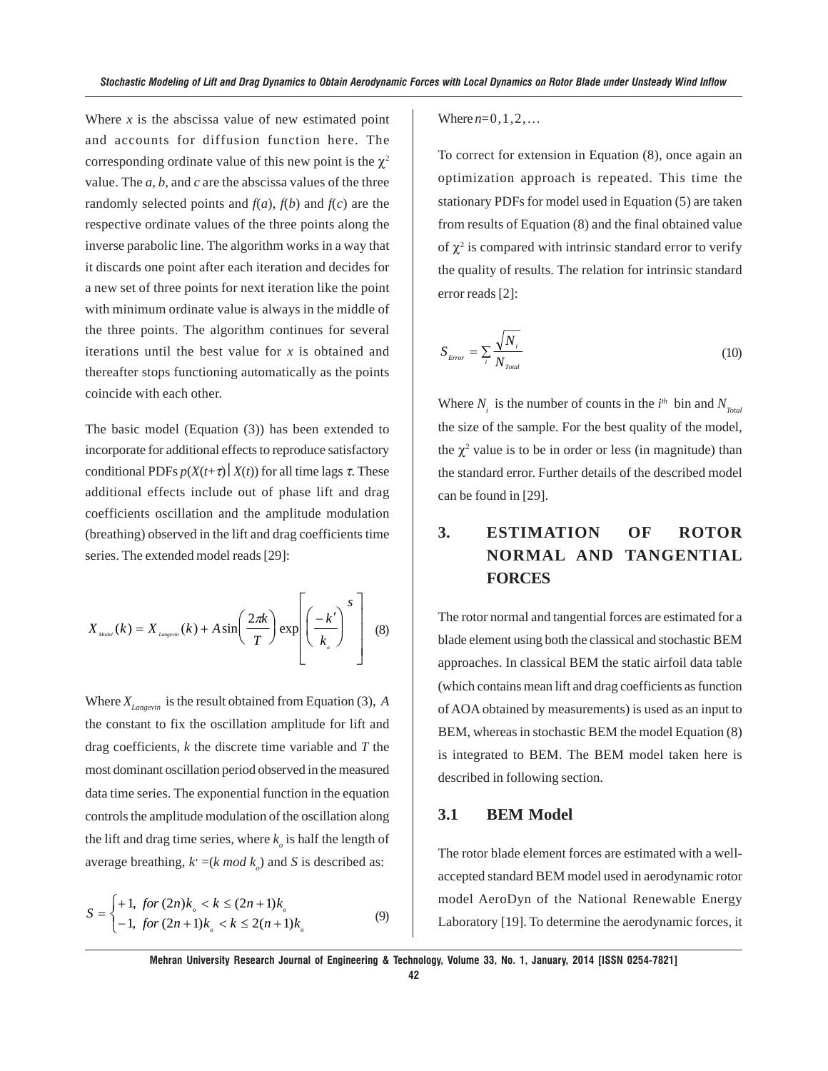Where $x$ is the abscissa value of new estimated point and accounts for diffusion function here. The corresponding ordinate value of this new point is the $\chi^2$ value. The $a$, $b$, and $c$ are the abscissa values of the three randomly selected points and $f(a)$, $f(b)$ and $f(c)$ are the respective ordinate values of the three points along the inverse parabolic line. The algorithm works in a way that it discards one point after each iteration and decides for a new set of three points for next iteration like the point with minimum ordinate value is always in the middle of the three points. The algorithm continues for several iterations until the best value for $x$ is obtained and thereafter stops functioning automatically as the points coincide with each other.

The basic model (Equation (3)) has been extended to incorporate for additional effects to reproduce satisfactory conditional PDFs $p(X(t+\tau)|X(t))$ for all time lags $\tau$. These additional effects include out of phase lift and drag coefficients oscillation and the amplitude modulation (breathing) observed in the lift and drag coefficients time series. The extended model reads [29]:

$$X_{Model}(k) = X_{Langevin}(k) + A\sin\left(\frac{2\pi k}{T}\right)\exp\left[\left(\frac{-k'}{k_o}\right)^S\right] \tag{8}$$

Where $X_{Langevin}$ is the result obtained from Equation (3), $A$ the constant to fix the oscillation amplitude for lift and drag coefficients, $k$ the discrete time variable and $T$ the most dominant oscillation period observed in the measured data time series. The exponential function in the equation controls the amplitude modulation of the oscillation along the lift and drag time series, where $k_o$ is half the length of average breathing, $k' = (k \bmod k_o)$ and $S$ is described as:

$$S = \begin{cases} +1, & for\ (2n)k_o < k \leq (2n+1)k_o \\ -1, & for\ (2n+1)k_o < k \leq 2(n+1)k_o \end{cases} \tag{9}$$

Where $n = 0, 1, 2, \ldots$

To correct for extension in Equation (8), once again an optimization approach is repeated. This time the stationary PDFs for model used in Equation (5) are taken from results of Equation (8) and the final obtained value of $\chi^2$ is compared with intrinsic standard error to verify the quality of results. The relation for intrinsic standard error reads [2]:

$$S_{Error} = \sum_i \frac{\sqrt{N_i}}{N_{Total}} \tag{10}$$

Where $N_i$ is the number of counts in the $i^{th}$ bin and $N_{Total}$ the size of the sample. For the best quality of the model, the $\chi^2$ value is to be in order or less (in magnitude) than the standard error. Further details of the described model can be found in [29].

## 3. ESTIMATION OF ROTOR NORMAL AND TANGENTIAL FORCES

The rotor normal and tangential forces are estimated for a blade element using both the classical and stochastic BEM approaches. In classical BEM the static airfoil data table (which contains mean lift and drag coefficients as function of AOA obtained by measurements) is used as an input to BEM, whereas in stochastic BEM the model Equation (8) is integrated to BEM. The BEM model taken here is described in following section.

### 3.1 BEM Model

The rotor blade element forces are estimated with a well-accepted standard BEM model used in aerodynamic rotor model AeroDyn of the National Renewable Energy Laboratory [19]. To determine the aerodynamic forces, it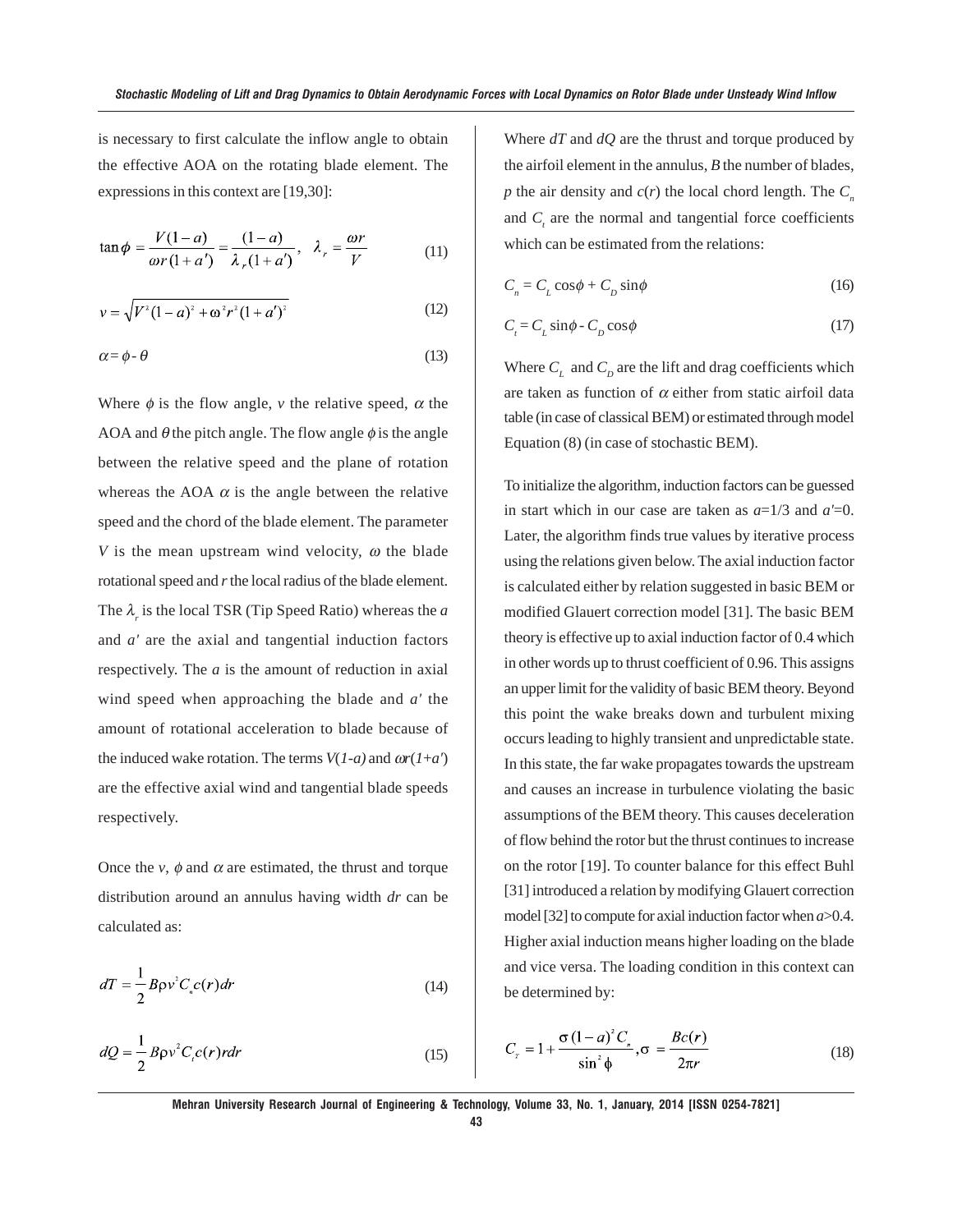is necessary to first calculate the inflow angle to obtain the effective AOA on the rotating blade element. The expressions in this context are [19,30]:

$$\tan\phi = \frac{V(1-a)}{\omega r(1+a')} = \frac{(1-a)}{\lambda_r(1+a')}, \quad \lambda_r = \frac{\omega r}{V} \tag{11}$$

$$v = \sqrt{V^2(1-a)^2 + \omega^2 r^2 (1+a')^2} \tag{12}$$

$$\alpha = \phi - \theta \tag{13}$$

Where $\phi$ is the flow angle, $v$ the relative speed, $\alpha$ the AOA and $\theta$ the pitch angle. The flow angle $\phi$ is the angle between the relative speed and the plane of rotation whereas the AOA $\alpha$ is the angle between the relative speed and the chord of the blade element. The parameter $V$ is the mean upstream wind velocity, $\omega$ the blade rotational speed and $r$ the local radius of the blade element. The $\lambda_r$ is the local TSR (Tip Speed Ratio) whereas the $a$ and $a'$ are the axial and tangential induction factors respectively. The $a$ is the amount of reduction in axial wind speed when approaching the blade and $a'$ the amount of rotational acceleration to blade because of the induced wake rotation. The terms $V(1-a)$ and $\omega r(1+a')$ are the effective axial wind and tangential blade speeds respectively.

Once the $v$, $\phi$ and $\alpha$ are estimated, the thrust and torque distribution around an annulus having width $dr$ can be calculated as:

$$dT = \frac{1}{2} B \rho v^2 C_n c(r) dr \tag{14}$$

$$dQ = \frac{1}{2} B \rho v^2 C_t c(r) r dr \tag{15}$$

Where $dT$ and $dQ$ are the thrust and torque produced by the airfoil element in the annulus, $B$ the number of blades, $p$ the air density and $c(r)$ the local chord length. The $C_n$ and $C_t$ are the normal and tangential force coefficients which can be estimated from the relations:

$$C_n = C_L \cos\phi + C_D \sin\phi \tag{16}$$

$$C_t = C_L \sin\phi - C_D \cos\phi \tag{17}$$

Where $C_L$ and $C_D$ are the lift and drag coefficients which are taken as function of $\alpha$ either from static airfoil data table (in case of classical BEM) or estimated through model Equation (8) (in case of stochastic BEM).

To initialize the algorithm, induction factors can be guessed in start which in our case are taken as $a$=1/3 and $a'$=0. Later, the algorithm finds true values by iterative process using the relations given below. The axial induction factor is calculated either by relation suggested in basic BEM or modified Glauert correction model [31]. The basic BEM theory is effective up to axial induction factor of 0.4 which in other words up to thrust coefficient of 0.96. This assigns an upper limit for the validity of basic BEM theory. Beyond this point the wake breaks down and turbulent mixing occurs leading to highly transient and unpredictable state. In this state, the far wake propagates towards the upstream and causes an increase in turbulence violating the basic assumptions of the BEM theory. This causes deceleration of flow behind the rotor but the thrust continues to increase on the rotor [19]. To counter balance for this effect Buhl [31] introduced a relation by modifying Glauert correction model [32] to compute for axial induction factor when $a$>0.4. Higher axial induction means higher loading on the blade and vice versa. The loading condition in this context can be determined by:

$$C_T = 1 + \frac{\sigma(1-a)^2 C_n}{\sin^2\phi}, \sigma = \frac{Bc(r)}{2\pi r} \tag{18}$$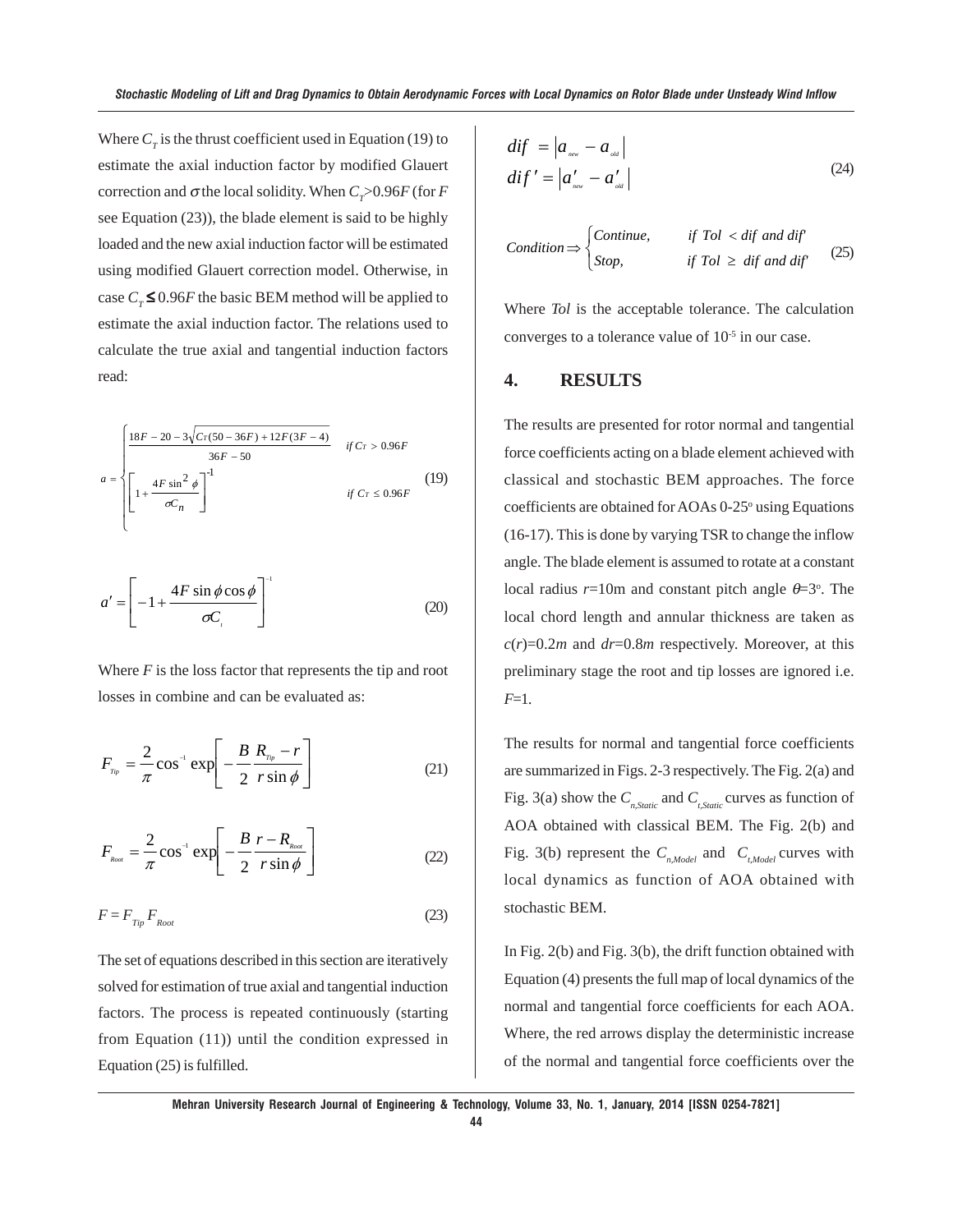Where $C_T$ is the thrust coefficient used in Equation (19) to estimate the axial induction factor by modified Glauert correction and $\sigma$ the local solidity. When $C_T$>0.96$F$ (for $F$ see Equation (23)), the blade element is said to be highly loaded and the new axial induction factor will be estimated using modified Glauert correction model. Otherwise, in case $C_T \leq 0.96F$ the basic BEM method will be applied to estimate the axial induction factor. The relations used to calculate the true axial and tangential induction factors read:

$$a = \begin{cases} \dfrac{18F - 20 - 3\sqrt{C_T(50 - 36F) + 12F(3F - 4)}}{36F - 50} & \text{if } C_T > 0.96F \\ \left[1 + \dfrac{4F\sin^2\phi}{\sigma C_n}\right]^{-1} & \text{if } C_T \leq 0.96F \end{cases} \tag{19}$$

$$a' = \left[-1 + \frac{4F\sin\phi\cos\phi}{\sigma C_t}\right]^{-1} \tag{20}$$

Where $F$ is the loss factor that represents the tip and root losses in combine and can be evaluated as:

$$F_{Tip} = \frac{2}{\pi}\cos^{-1}\exp\left[-\frac{B}{2}\frac{R_{Tip} - r}{r\sin\phi}\right] \tag{21}$$

$$F_{Root} = \frac{2}{\pi}\cos^{-1}\exp\left[-\frac{B}{2}\frac{r - R_{Root}}{r\sin\phi}\right] \tag{22}$$

$$F = F_{Tip}F_{Root} \tag{23}$$

The set of equations described in this section are iteratively solved for estimation of true axial and tangential induction factors. The process is repeated continuously (starting from Equation (11)) until the condition expressed in Equation (25) is fulfilled.

$$\begin{aligned} dif &= \left|a_{new} - a_{old}\right| \\ dif' &= \left|a'_{new} - a'_{old}\right| \end{aligned} \tag{24}$$

$$Condition \Rightarrow \begin{cases} Continue, & \text{if } Tol < dif \text{ and } dif' \\ Stop, & \text{if } Tol \geq dif \text{ and } dif' \end{cases} \tag{25}$$

Where *Tol* is the acceptable tolerance. The calculation converges to a tolerance value of $10^{-5}$ in our case.

## 4. RESULTS

The results are presented for rotor normal and tangential force coefficients acting on a blade element achieved with classical and stochastic BEM approaches. The force coefficients are obtained for AOAs 0-25$^o$ using Equations (16-17). This is done by varying TSR to change the inflow angle. The blade element is assumed to rotate at a constant local radius $r$=10m and constant pitch angle $\theta$=3$^o$. The local chord length and annular thickness are taken as $c(r)$=0.2$m$ and $dr$=0.8$m$ respectively. Moreover, at this preliminary stage the root and tip losses are ignored i.e. $F$=1.

The results for normal and tangential force coefficients are summarized in Figs. 2-3 respectively. The Fig. 2(a) and Fig. 3(a) show the $C_{n,Static}$ and $C_{t,Static}$ curves as function of AOA obtained with classical BEM. The Fig. 2(b) and Fig. 3(b) represent the $C_{n,Model}$ and $C_{t,Model}$ curves with local dynamics as function of AOA obtained with stochastic BEM.

In Fig. 2(b) and Fig. 3(b), the drift function obtained with Equation (4) presents the full map of local dynamics of the normal and tangential force coefficients for each AOA. Where, the red arrows display the deterministic increase of the normal and tangential force coefficients over the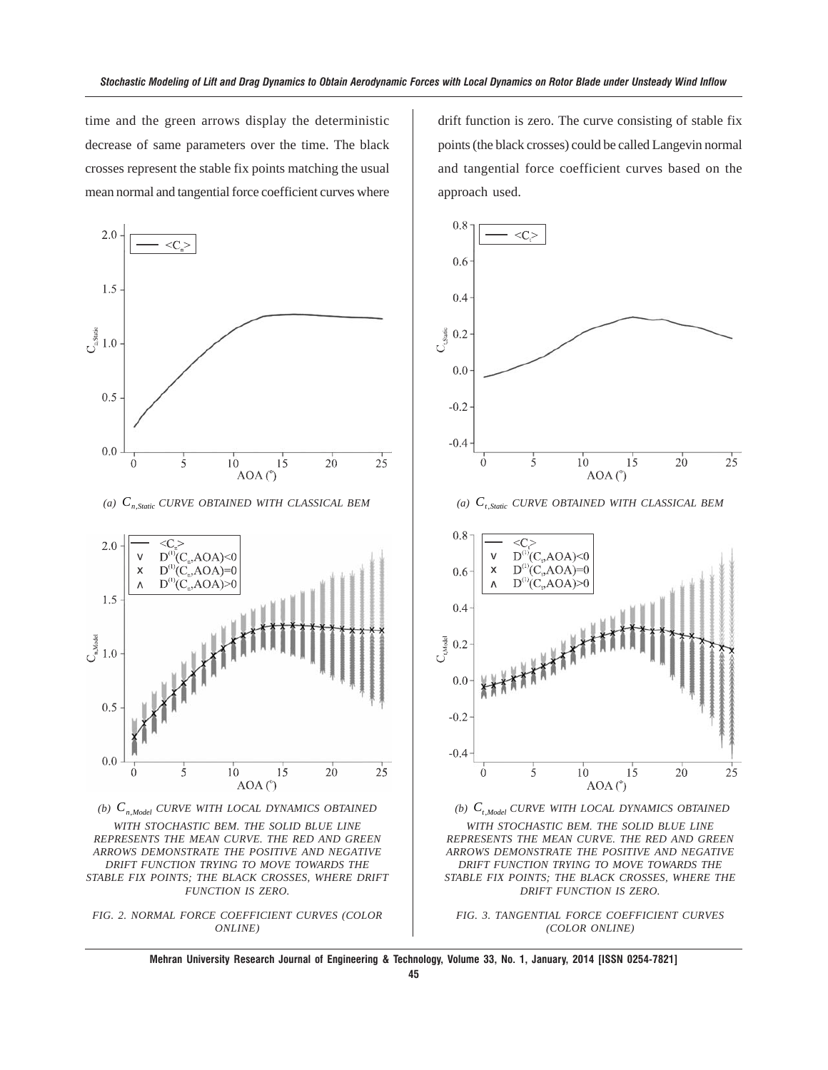time and the green arrows display the deterministic decrease of same parameters over the time. The black crosses represent the stable fix points matching the usual mean normal and tangential force coefficient curves where drift function is zero. The curve consisting of stable fix points (the black crosses) could be called Langevin normal and tangential force coefficient curves based on the approach used.

*(a) $C_{n,Static}$ CURVE OBTAINED WITH CLASSICAL BEM*

*(b) $C_{n,Model}$ CURVE WITH LOCAL DYNAMICS OBTAINED WITH STOCHASTIC BEM. THE SOLID BLUE LINE REPRESENTS THE MEAN CURVE. THE RED AND GREEN ARROWS DEMONSTRATE THE POSITIVE AND NEGATIVE DRIFT FUNCTION TRYING TO MOVE TOWARDS THE STABLE FIX POINTS; THE BLACK CROSSES, WHERE DRIFT FUNCTION IS ZERO.*

*FIG. 2. NORMAL FORCE COEFFICIENT CURVES (COLOR ONLINE)*

*(a) $C_{t,Static}$ CURVE OBTAINED WITH CLASSICAL BEM*

*(b) $C_{t,Model}$ CURVE WITH LOCAL DYNAMICS OBTAINED WITH STOCHASTIC BEM. THE SOLID BLUE LINE REPRESENTS THE MEAN CURVE. THE RED AND GREEN ARROWS DEMONSTRATE THE POSITIVE AND NEGATIVE DRIFT FUNCTION TRYING TO MOVE TOWARDS THE STABLE FIX POINTS; THE BLACK CROSSES, WHERE THE DRIFT FUNCTION IS ZERO.*

*FIG. 3. TANGENTIAL FORCE COEFFICIENT CURVES (COLOR ONLINE)*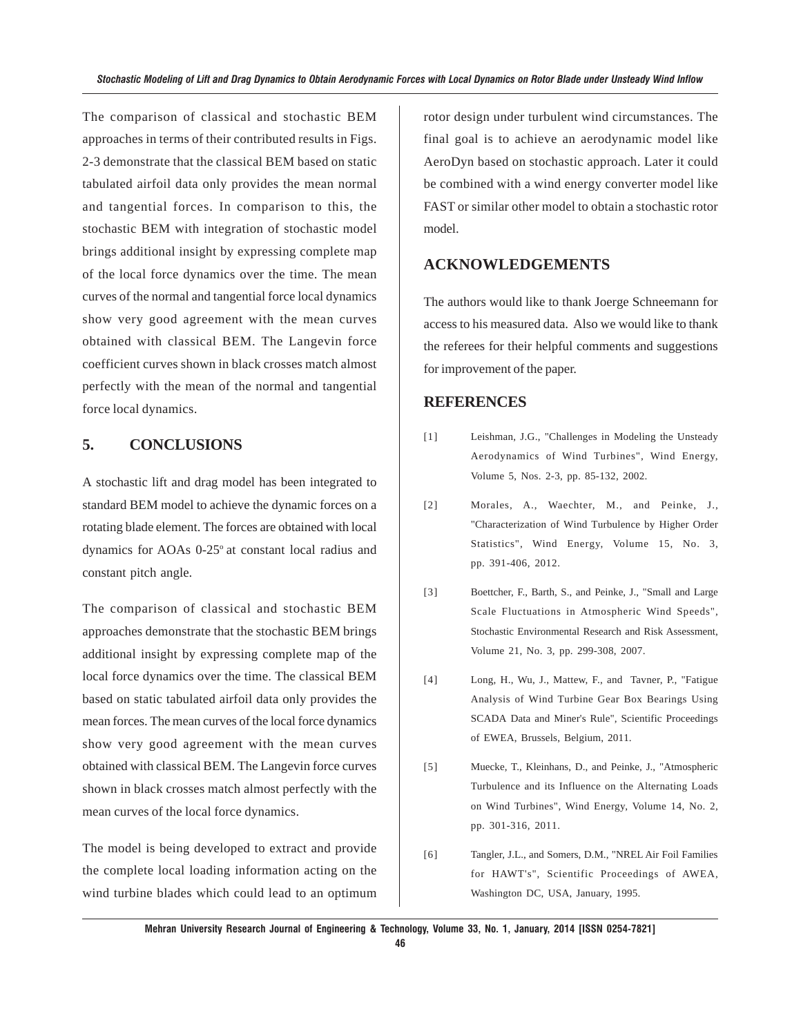The comparison of classical and stochastic BEM approaches in terms of their contributed results in Figs. 2-3 demonstrate that the classical BEM based on static tabulated airfoil data only provides the mean normal and tangential forces. In comparison to this, the stochastic BEM with integration of stochastic model brings additional insight by expressing complete map of the local force dynamics over the time. The mean curves of the normal and tangential force local dynamics show very good agreement with the mean curves obtained with classical BEM. The Langevin force coefficient curves shown in black crosses match almost perfectly with the mean of the normal and tangential force local dynamics.

## 5. CONCLUSIONS

A stochastic lift and drag model has been integrated to standard BEM model to achieve the dynamic forces on a rotating blade element. The forces are obtained with local dynamics for AOAs 0-25$^o$ at constant local radius and constant pitch angle.

The comparison of classical and stochastic BEM approaches demonstrate that the stochastic BEM brings additional insight by expressing complete map of the local force dynamics over the time. The classical BEM based on static tabulated airfoil data only provides the mean forces. The mean curves of the local force dynamics show very good agreement with the mean curves obtained with classical BEM. The Langevin force curves shown in black crosses match almost perfectly with the mean curves of the local force dynamics.

The model is being developed to extract and provide the complete local loading information acting on the wind turbine blades which could lead to an optimum rotor design under turbulent wind circumstances. The final goal is to achieve an aerodynamic model like AeroDyn based on stochastic approach. Later it could be combined with a wind energy converter model like FAST or similar other model to obtain a stochastic rotor model.

## ACKNOWLEDGEMENTS

The authors would like to thank Joerge Schneemann for access to his measured data. Also we would like to thank the referees for their helpful comments and suggestions for improvement of the paper.

## REFERENCES

[1] Leishman, J.G., "Challenges in Modeling the Unsteady Aerodynamics of Wind Turbines", Wind Energy, Volume 5, Nos. 2-3, pp. 85-132, 2002.

[2] Morales, A., Waechter, M., and Peinke, J., "Characterization of Wind Turbulence by Higher Order Statistics", Wind Energy, Volume 15, No. 3, pp. 391-406, 2012.

[3] Boettcher, F., Barth, S., and Peinke, J., "Small and Large Scale Fluctuations in Atmospheric Wind Speeds", Stochastic Environmental Research and Risk Assessment, Volume 21, No. 3, pp. 299-308, 2007.

[4] Long, H., Wu, J., Mattew, F., and Tavner, P., "Fatigue Analysis of Wind Turbine Gear Box Bearings Using SCADA Data and Miner's Rule", Scientific Proceedings of EWEA, Brussels, Belgium, 2011.

[5] Muecke, T., Kleinhans, D., and Peinke, J., "Atmospheric Turbulence and its Influence on the Alternating Loads on Wind Turbines", Wind Energy, Volume 14, No. 2, pp. 301-316, 2011.

[6] Tangler, J.L., and Somers, D.M., "NREL Air Foil Families for HAWT's", Scientific Proceedings of AWEA, Washington DC, USA, January, 1995.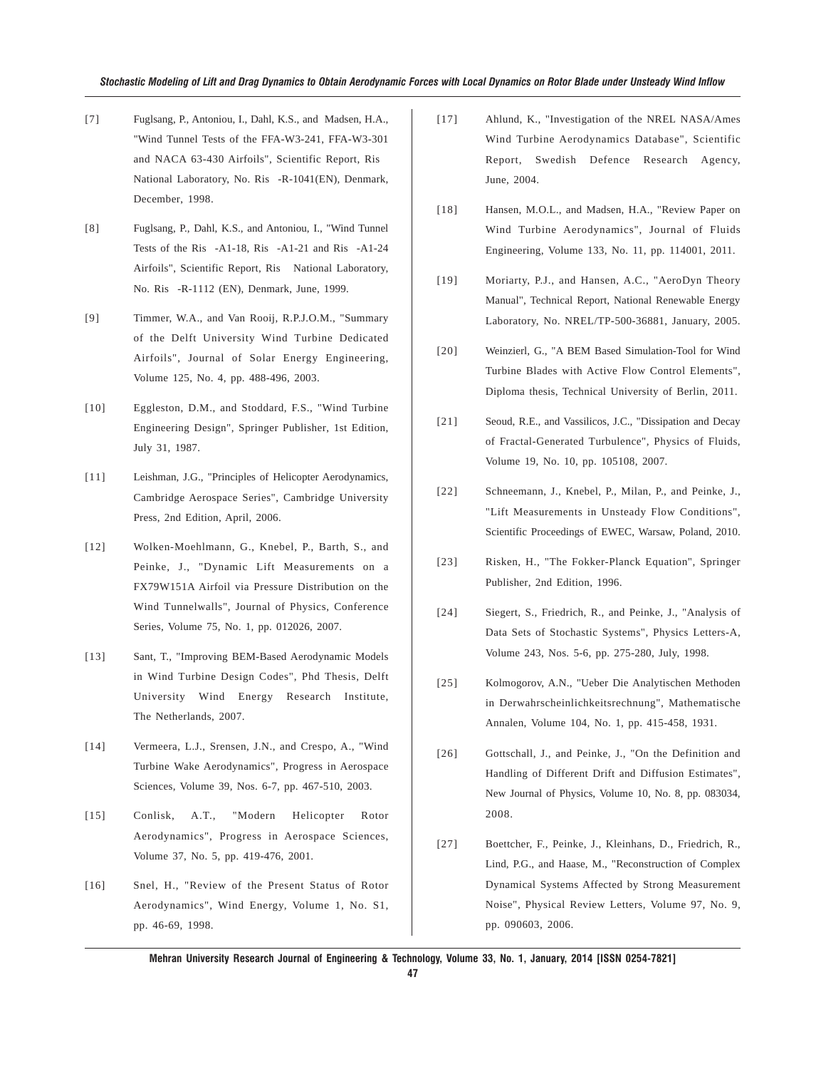[7] Fuglsang, P., Antoniou, I., Dahl, K.S., and Madsen, H.A., "Wind Tunnel Tests of the FFA-W3-241, FFA-W3-301 and NACA 63-430 Airfoils", Scientific Report, Ris National Laboratory, No. Ris -R-1041(EN), Denmark, December, 1998.

[8] Fuglsang, P., Dahl, K.S., and Antoniou, I., "Wind Tunnel Tests of the Ris -A1-18, Ris -A1-21 and Ris -A1-24 Airfoils", Scientific Report, Ris National Laboratory, No. Ris -R-1112 (EN), Denmark, June, 1999.

[9] Timmer, W.A., and Van Rooij, R.P.J.O.M., "Summary of the Delft University Wind Turbine Dedicated Airfoils", Journal of Solar Energy Engineering, Volume 125, No. 4, pp. 488-496, 2003.

[10] Eggleston, D.M., and Stoddard, F.S., "Wind Turbine Engineering Design", Springer Publisher, 1st Edition, July 31, 1987.

[11] Leishman, J.G., "Principles of Helicopter Aerodynamics, Cambridge Aerospace Series", Cambridge University Press, 2nd Edition, April, 2006.

[12] Wolken-Moehlmann, G., Knebel, P., Barth, S., and Peinke, J., "Dynamic Lift Measurements on a FX79W151A Airfoil via Pressure Distribution on the Wind Tunnelwalls", Journal of Physics, Conference Series, Volume 75, No. 1, pp. 012026, 2007.

[13] Sant, T., "Improving BEM-Based Aerodynamic Models in Wind Turbine Design Codes", Phd Thesis, Delft University Wind Energy Research Institute, The Netherlands, 2007.

[14] Vermeera, L.J., Srensen, J.N., and Crespo, A., "Wind Turbine Wake Aerodynamics", Progress in Aerospace Sciences, Volume 39, Nos. 6-7, pp. 467-510, 2003.

[15] Conlisk, A.T., "Modern Helicopter Rotor Aerodynamics", Progress in Aerospace Sciences, Volume 37, No. 5, pp. 419-476, 2001.

[16] Snel, H., "Review of the Present Status of Rotor Aerodynamics", Wind Energy, Volume 1, No. S1, pp. 46-69, 1998.

[17] Ahlund, K., "Investigation of the NREL NASA/Ames Wind Turbine Aerodynamics Database", Scientific Report, Swedish Defence Research Agency, June, 2004.

[18] Hansen, M.O.L., and Madsen, H.A., "Review Paper on Wind Turbine Aerodynamics", Journal of Fluids Engineering, Volume 133, No. 11, pp. 114001, 2011.

[19] Moriarty, P.J., and Hansen, A.C., "AeroDyn Theory Manual", Technical Report, National Renewable Energy Laboratory, No. NREL/TP-500-36881, January, 2005.

[20] Weinzierl, G., "A BEM Based Simulation-Tool for Wind Turbine Blades with Active Flow Control Elements", Diploma thesis, Technical University of Berlin, 2011.

[21] Seoud, R.E., and Vassilicos, J.C., "Dissipation and Decay of Fractal-Generated Turbulence", Physics of Fluids, Volume 19, No. 10, pp. 105108, 2007.

[22] Schneemann, J., Knebel, P., Milan, P., and Peinke, J., "Lift Measurements in Unsteady Flow Conditions", Scientific Proceedings of EWEC, Warsaw, Poland, 2010.

[23] Risken, H., "The Fokker-Planck Equation", Springer Publisher, 2nd Edition, 1996.

[24] Siegert, S., Friedrich, R., and Peinke, J., "Analysis of Data Sets of Stochastic Systems", Physics Letters-A, Volume 243, Nos. 5-6, pp. 275-280, July, 1998.

[25] Kolmogorov, A.N., "Ueber Die Analytischen Methoden in Derwahrscheinlichkeitsrechnung", Mathematische Annalen, Volume 104, No. 1, pp. 415-458, 1931.

[26] Gottschall, J., and Peinke, J., "On the Definition and Handling of Different Drift and Diffusion Estimates", New Journal of Physics, Volume 10, No. 8, pp. 083034, 2008.

[27] Boettcher, F., Peinke, J., Kleinhans, D., Friedrich, R., Lind, P.G., and Haase, M., "Reconstruction of Complex Dynamical Systems Affected by Strong Measurement Noise", Physical Review Letters, Volume 97, No. 9, pp. 090603, 2006.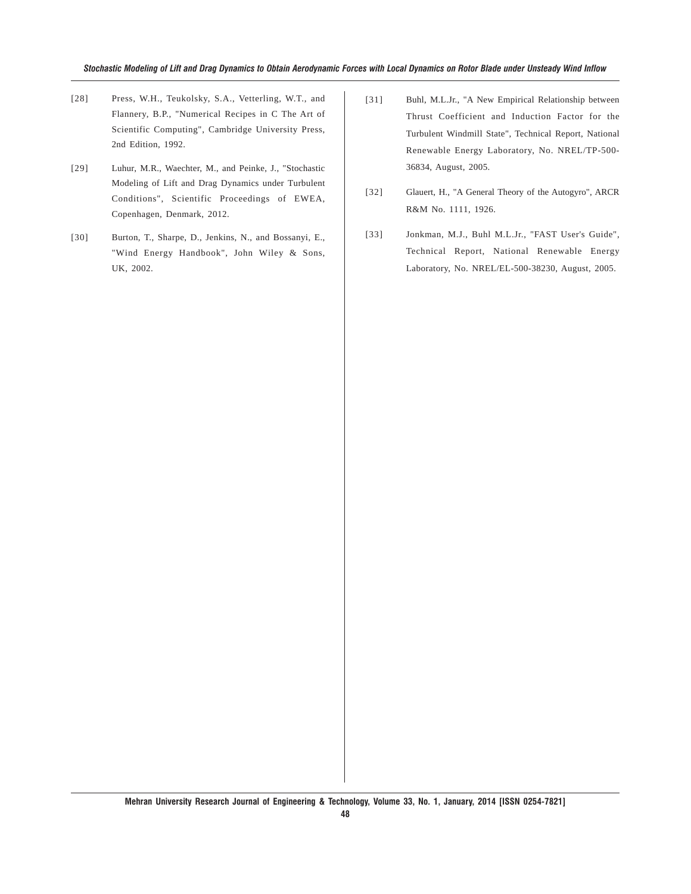[28] Press, W.H., Teukolsky, S.A., Vetterling, W.T., and Flannery, B.P., "Numerical Recipes in C The Art of Scientific Computing", Cambridge University Press, 2nd Edition, 1992.

[29] Luhur, M.R., Waechter, M., and Peinke, J., "Stochastic Modeling of Lift and Drag Dynamics under Turbulent Conditions", Scientific Proceedings of EWEA, Copenhagen, Denmark, 2012.

[30] Burton, T., Sharpe, D., Jenkins, N., and Bossanyi, E., "Wind Energy Handbook", John Wiley & Sons, UK, 2002.

[31] Buhl, M.L.Jr., "A New Empirical Relationship between Thrust Coefficient and Induction Factor for the Turbulent Windmill State", Technical Report, National Renewable Energy Laboratory, No. NREL/TP-500-36834, August, 2005.

[32] Glauert, H., "A General Theory of the Autogyro", ARCR R&M No. 1111, 1926.

[33] Jonkman, M.J., Buhl M.L.Jr., "FAST User's Guide", Technical Report, National Renewable Energy Laboratory, No. NREL/EL-500-38230, August, 2005.